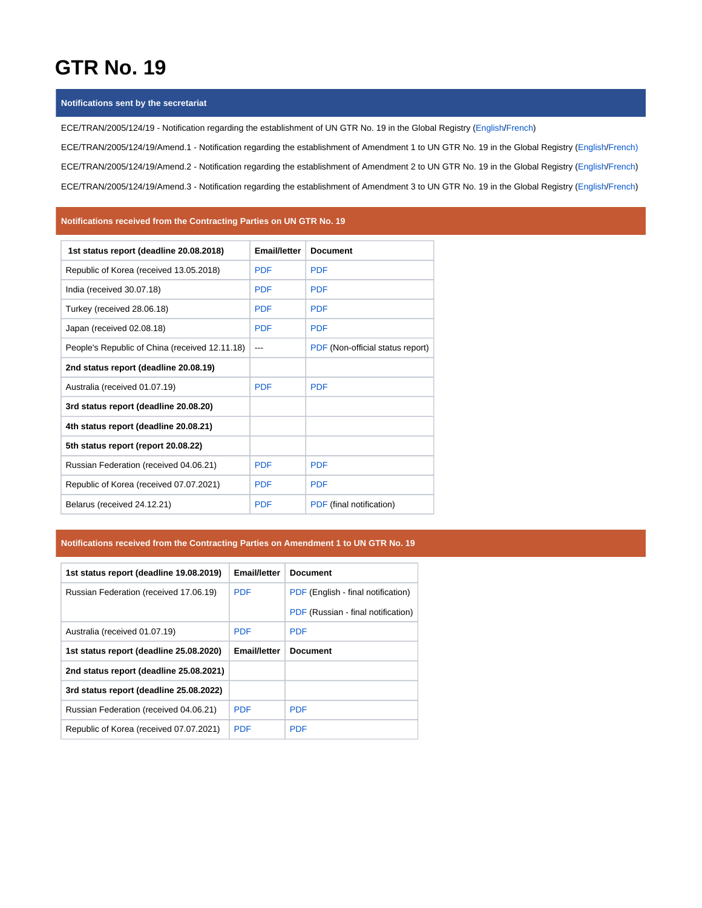# GTR No. 19

## Notifications sent by the secretariat

ECE/TRAN/2005/124/19 - Notification regarding the establishment of UN GTR No. 19 in the Global Registry (English/French)

ECE/TRAN/2005/124/19/Amend.1 - Notification regarding the establishment of Amendment 1 to UN GTR No. 19 in the Global Registry (English/French)

ECE/TRAN/2005/124/19/Amend.2 - Notification regarding the establishment of Amendment 2 to UN GTR No. 19 in the Global Registry (English/French)

ECE/TRAN/2005/124/19/Amend.3 - Notification regarding the establishment of Amendment 3 to UN GTR No. 19 in the Global Registry (English/French)

## Notifications received from the Contracting Parties on UN GTR No. 19

| 1st status report (deadline 20.08.2018) | Email/letter | Document |
|---|---|---|
| Republic of Korea (received 13.05.2018) | PDF | PDF |
| India (received 30.07.18) | PDF | PDF |
| Turkey (received 28.06.18) | PDF | PDF |
| Japan (received 02.08.18) | PDF | PDF |
| People's Republic of China (received 12.11.18) | --- | PDF (Non-official status report) |
| **2nd status report (deadline 20.08.19)** | | |
| Australia (received 01.07.19) | PDF | PDF |
| **3rd status report (deadline 20.08.20)** | | |
| **4th status report (deadline 20.08.21)** | | |
| **5th status report (report 20.08.22)** | | |
| Russian Federation (received 04.06.21) | PDF | PDF |
| Republic of Korea (received 07.07.2021) | PDF | PDF |
| Belarus (received 24.12.21) | PDF | PDF (final notification) |

## Notifications received from the Contracting Parties on Amendment 1 to UN GTR No. 19

| 1st status report (deadline 19.08.2019) | Email/letter | Document |
|---|---|---|
| Russian Federation (received 17.06.19) | PDF | PDF (English - final notification)<br>PDF (Russian - final notification) |
| Australia (received 01.07.19) | PDF | PDF |
| **1st status report (deadline 25.08.2020)** | **Email/letter** | **Document** |
| **2nd status report (deadline 25.08.2021)** | | |
| **3rd status report (deadline 25.08.2022)** | | |
| Russian Federation (received 04.06.21) | PDF | PDF |
| Republic of Korea (received 07.07.2021) | PDF | PDF |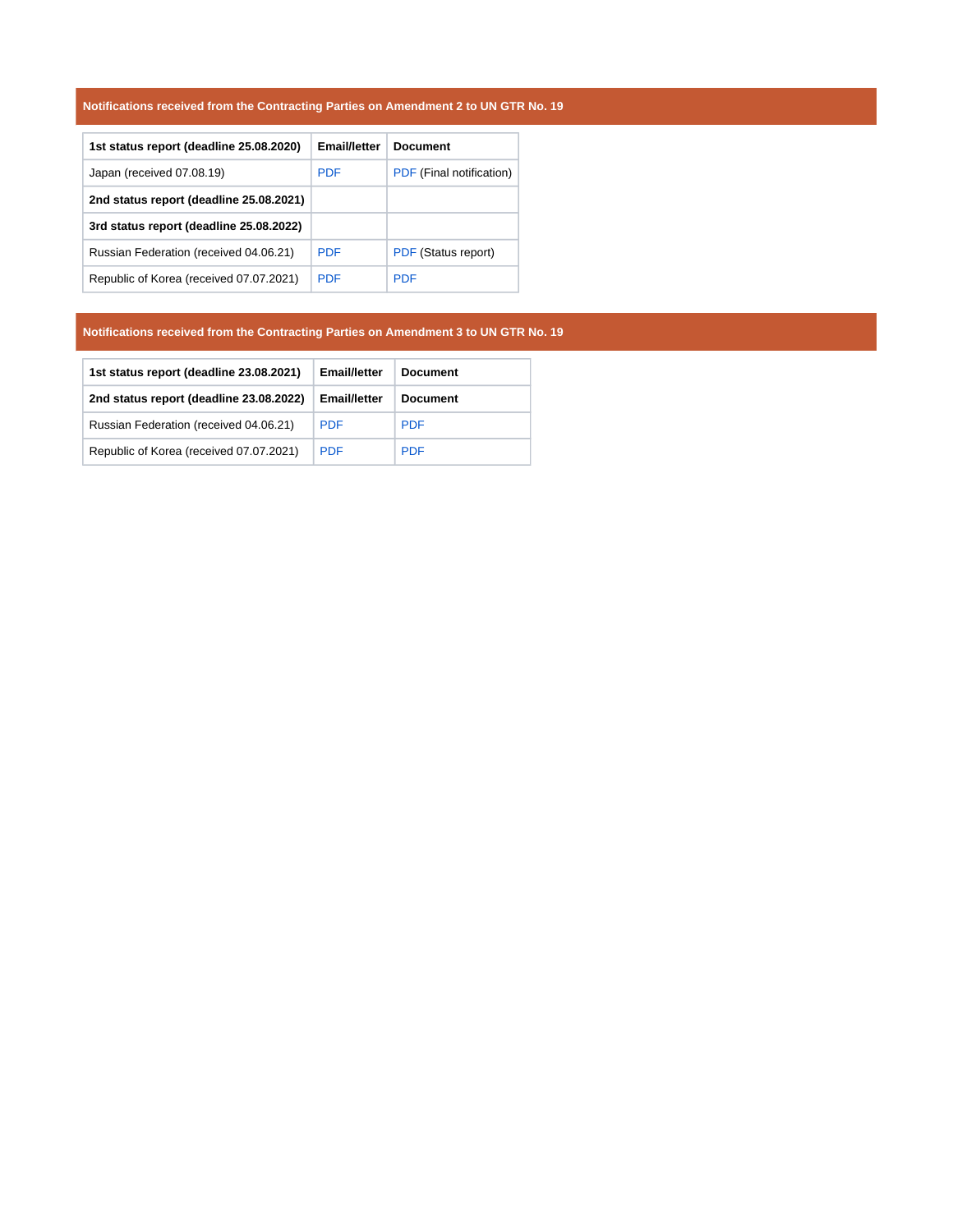## Notifications received from the Contracting Parties on Amendment 2 to UN GTR No. 19

| **1st status report (deadline 25.08.2020)** | **Email/letter** | **Document** |
| --- | --- | --- |
| Japan (received 07.08.19) | PDF | PDF (Final notification) |
| **2nd status report (deadline 25.08.2021)** | | |
| **3rd status report (deadline 25.08.2022)** | | |
| Russian Federation (received 04.06.21) | PDF | PDF (Status report) |
| Republic of Korea (received 07.07.2021) | PDF | PDF |

## Notifications received from the Contracting Parties on Amendment 3 to UN GTR No. 19

| **1st status report (deadline 23.08.2021)** | **Email/letter** | **Document** |
| --- | --- | --- |
| **2nd status report (deadline 23.08.2022)** | **Email/letter** | **Document** |
| Russian Federation (received 04.06.21) | PDF | PDF |
| Republic of Korea (received 07.07.2021) | PDF | PDF |